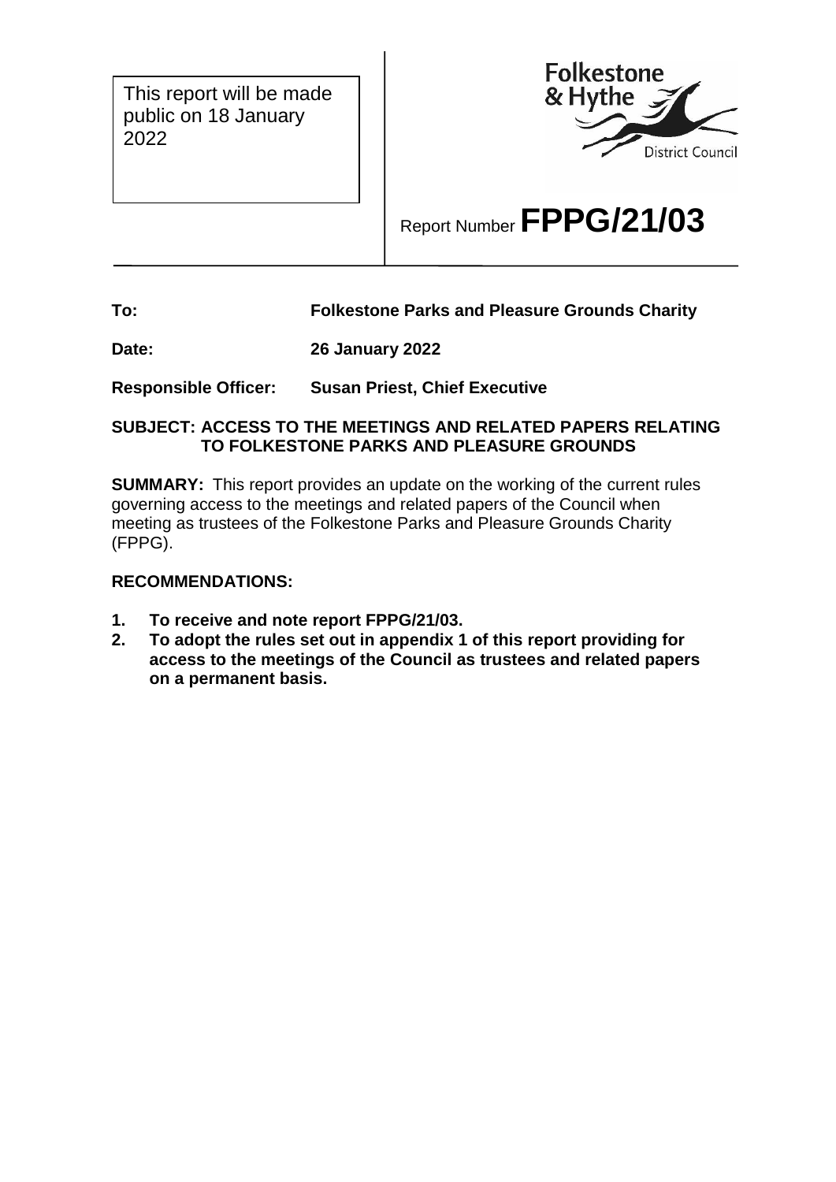This report will be made public on 18 January 2022

Folkestone & Hythe District Council

Report Number **FPPG/21/03**

**To:** **Folkestone Parks and Pleasure Grounds Charity**

**Date:** **26 January 2022**

**Responsible Officer:** **Susan Priest, Chief Executive**

**SUBJECT: ACCESS TO THE MEETINGS AND RELATED PAPERS RELATING TO FOLKESTONE PARKS AND PLEASURE GROUNDS**

**SUMMARY:** This report provides an update on the working of the current rules governing access to the meetings and related papers of the Council when meeting as trustees of the Folkestone Parks and Pleasure Grounds Charity (FPPG).

**RECOMMENDATIONS:**

1. **To receive and note report FPPG/21/03.**
2. **To adopt the rules set out in appendix 1 of this report providing for access to the meetings of the Council as trustees and related papers on a permanent basis.**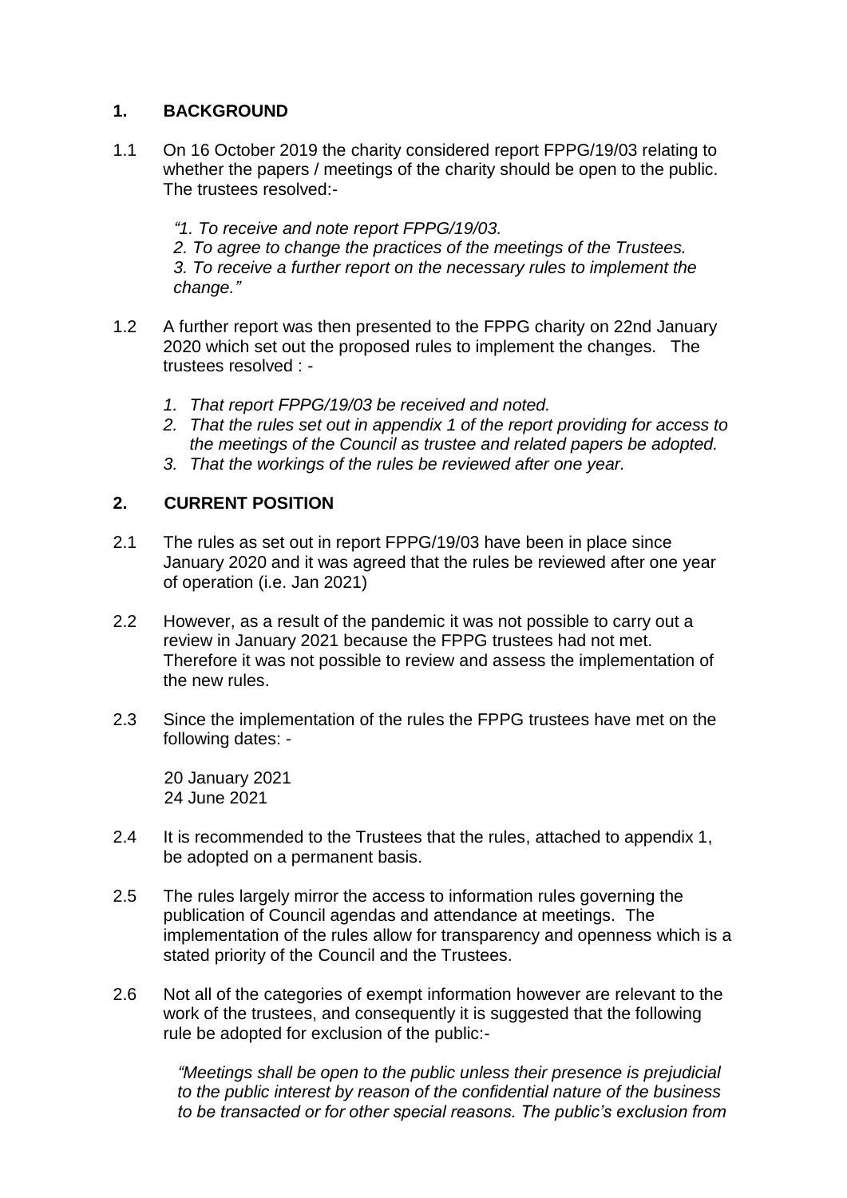## 1. BACKGROUND

1.1 On 16 October 2019 the charity considered report FPPG/19/03 relating to whether the papers / meetings of the charity should be open to the public. The trustees resolved:-

> *"1. To receive and note report FPPG/19/03.*
> *2. To agree to change the practices of the meetings of the Trustees.*
> *3. To receive a further report on the necessary rules to implement the change."*

1.2 A further report was then presented to the FPPG charity on 22nd January 2020 which set out the proposed rules to implement the changes. The trustees resolved : -

1. *That report FPPG/19/03 be received and noted.*
2. *That the rules set out in appendix 1 of the report providing for access to the meetings of the Council as trustee and related papers be adopted.*
3. *That the workings of the rules be reviewed after one year.*

## 2. CURRENT POSITION

2.1 The rules as set out in report FPPG/19/03 have been in place since January 2020 and it was agreed that the rules be reviewed after one year of operation (i.e. Jan 2021)

2.2 However, as a result of the pandemic it was not possible to carry out a review in January 2021 because the FPPG trustees had not met. Therefore it was not possible to review and assess the implementation of the new rules.

2.3 Since the implementation of the rules the FPPG trustees have met on the following dates: -

20 January 2021
24 June 2021

2.4 It is recommended to the Trustees that the rules, attached to appendix 1, be adopted on a permanent basis.

2.5 The rules largely mirror the access to information rules governing the publication of Council agendas and attendance at meetings. The implementation of the rules allow for transparency and openness which is a stated priority of the Council and the Trustees.

2.6 Not all of the categories of exempt information however are relevant to the work of the trustees, and consequently it is suggested that the following rule be adopted for exclusion of the public:-

> *"Meetings shall be open to the public unless their presence is prejudicial to the public interest by reason of the confidential nature of the business to be transacted or for other special reasons. The public's exclusion from*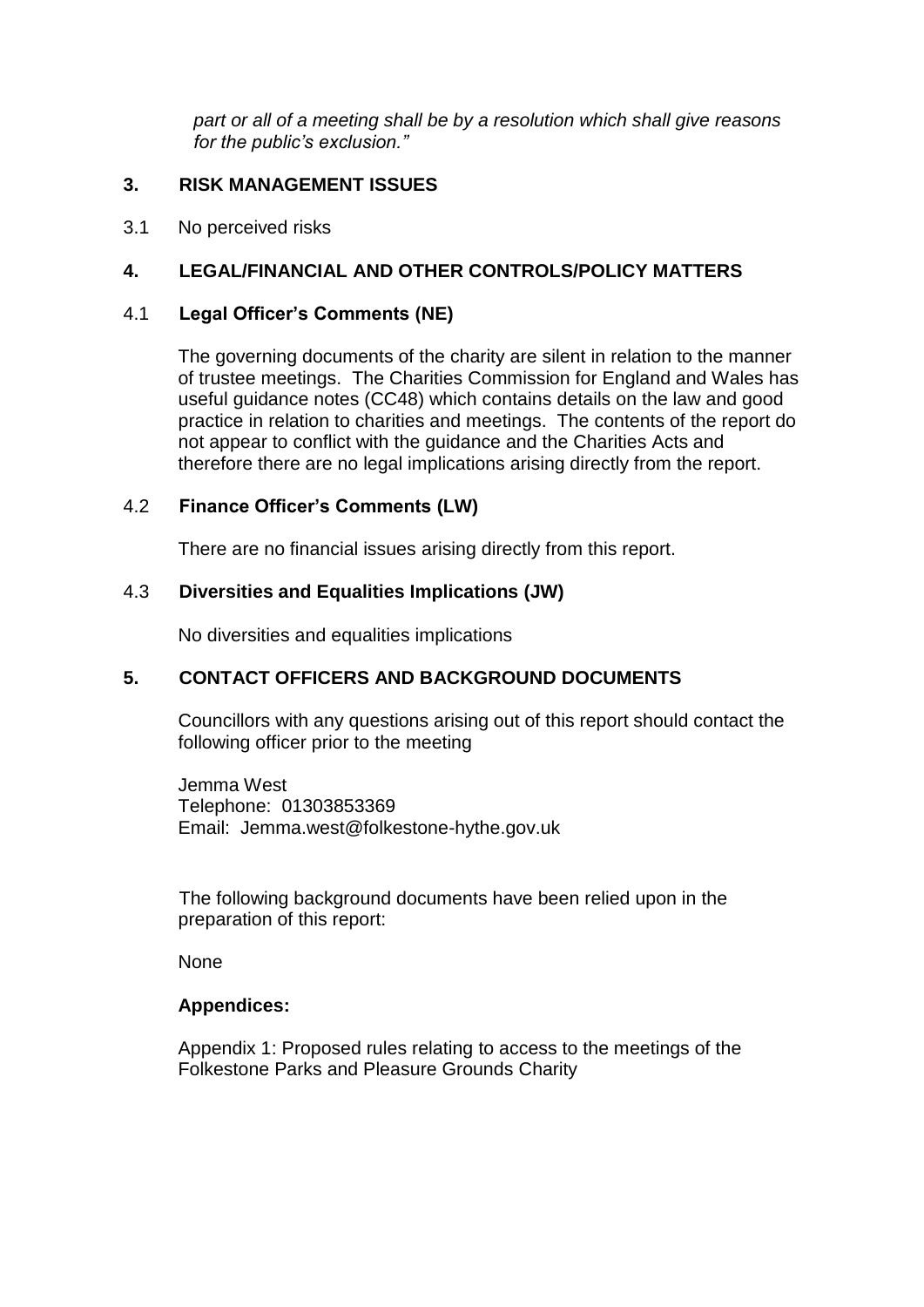*part or all of a meeting shall be by a resolution which shall give reasons for the public's exclusion."*

## 3. RISK MANAGEMENT ISSUES

3.1 No perceived risks

## 4. LEGAL/FINANCIAL AND OTHER CONTROLS/POLICY MATTERS

### 4.1 Legal Officer's Comments (NE)

The governing documents of the charity are silent in relation to the manner of trustee meetings. The Charities Commission for England and Wales has useful guidance notes (CC48) which contains details on the law and good practice in relation to charities and meetings. The contents of the report do not appear to conflict with the guidance and the Charities Acts and therefore there are no legal implications arising directly from the report.

### 4.2 Finance Officer's Comments (LW)

There are no financial issues arising directly from this report.

### 4.3 Diversities and Equalities Implications (JW)

No diversities and equalities implications

## 5. CONTACT OFFICERS AND BACKGROUND DOCUMENTS

Councillors with any questions arising out of this report should contact the following officer prior to the meeting

Jemma West
Telephone: 01303853369
Email: Jemma.west@folkestone-hythe.gov.uk

The following background documents have been relied upon in the preparation of this report:

None

**Appendices:**

Appendix 1: Proposed rules relating to access to the meetings of the Folkestone Parks and Pleasure Grounds Charity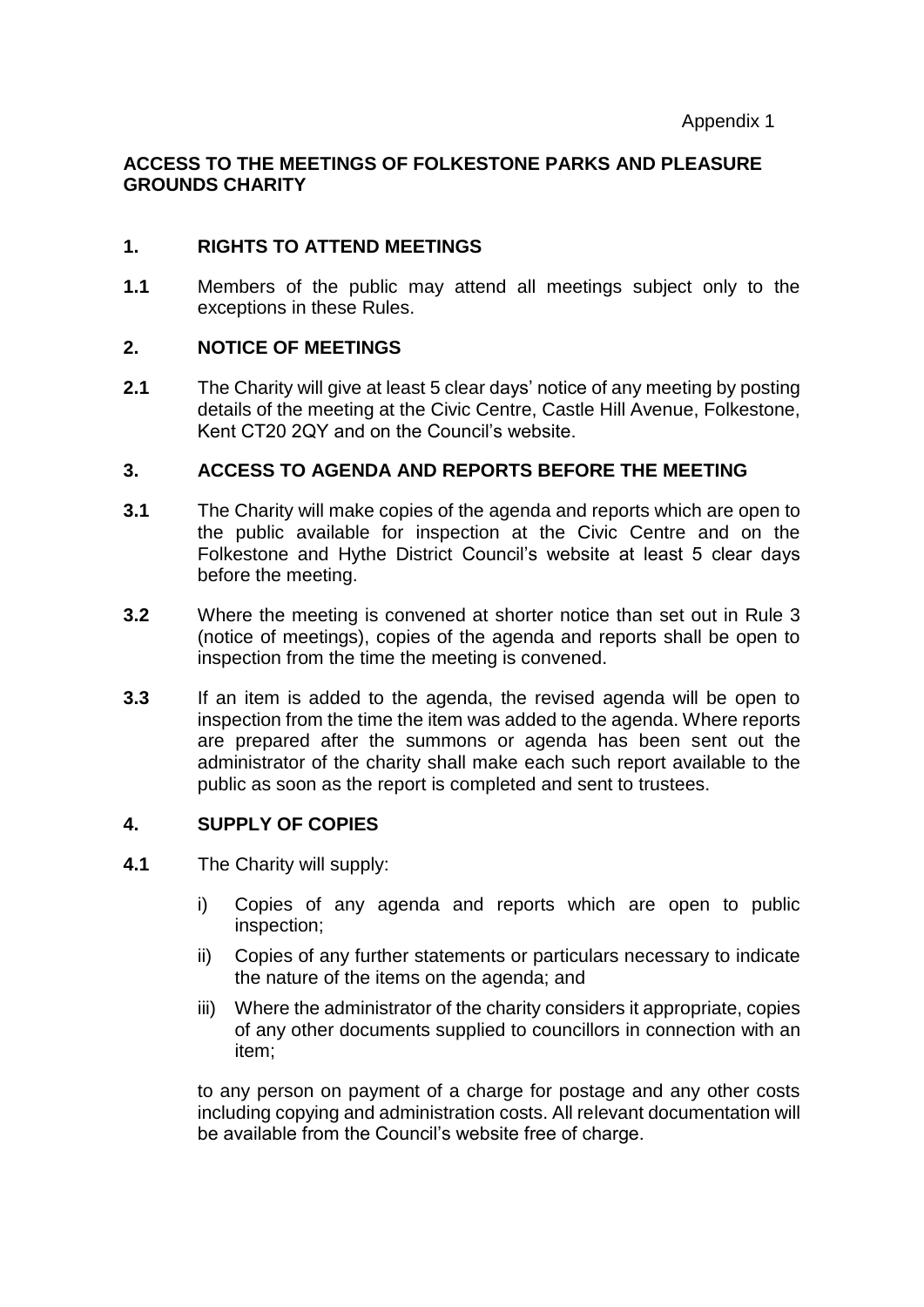Appendix 1

**ACCESS TO THE MEETINGS OF FOLKESTONE PARKS AND PLEASURE GROUNDS CHARITY**

**1. RIGHTS TO ATTEND MEETINGS**

**1.1** Members of the public may attend all meetings subject only to the exceptions in these Rules.

**2. NOTICE OF MEETINGS**

**2.1** The Charity will give at least 5 clear days' notice of any meeting by posting details of the meeting at the Civic Centre, Castle Hill Avenue, Folkestone, Kent CT20 2QY and on the Council's website.

**3. ACCESS TO AGENDA AND REPORTS BEFORE THE MEETING**

**3.1** The Charity will make copies of the agenda and reports which are open to the public available for inspection at the Civic Centre and on the Folkestone and Hythe District Council's website at least 5 clear days before the meeting.

**3.2** Where the meeting is convened at shorter notice than set out in Rule 3 (notice of meetings), copies of the agenda and reports shall be open to inspection from the time the meeting is convened.

**3.3** If an item is added to the agenda, the revised agenda will be open to inspection from the time the item was added to the agenda. Where reports are prepared after the summons or agenda has been sent out the administrator of the charity shall make each such report available to the public as soon as the report is completed and sent to trustees.

**4. SUPPLY OF COPIES**

**4.1** The Charity will supply:

i) Copies of any agenda and reports which are open to public inspection;

ii) Copies of any further statements or particulars necessary to indicate the nature of the items on the agenda; and

iii) Where the administrator of the charity considers it appropriate, copies of any other documents supplied to councillors in connection with an item;

to any person on payment of a charge for postage and any other costs including copying and administration costs. All relevant documentation will be available from the Council's website free of charge.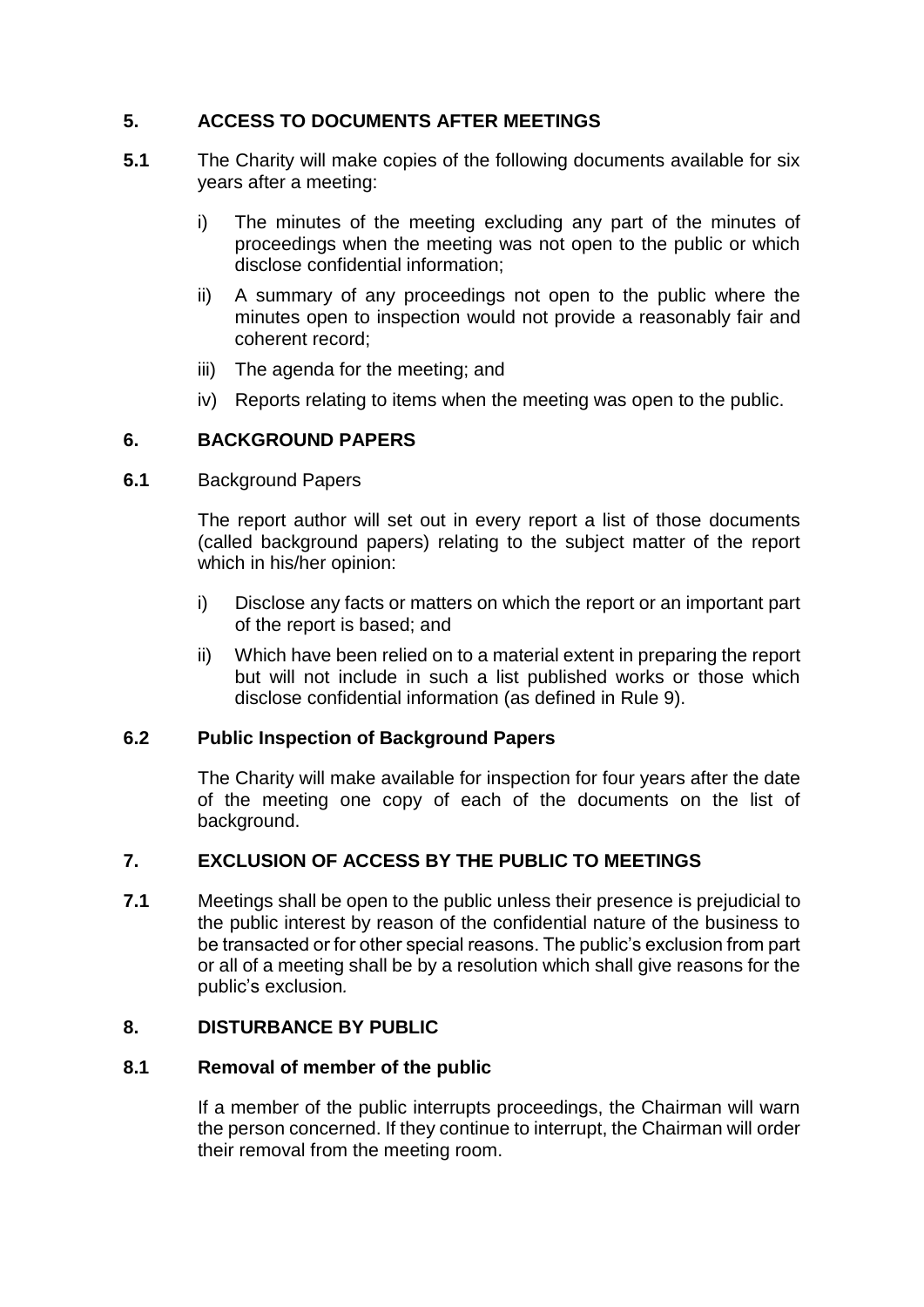## 5. ACCESS TO DOCUMENTS AFTER MEETINGS

**5.1** The Charity will make copies of the following documents available for six years after a meeting:

i) The minutes of the meeting excluding any part of the minutes of proceedings when the meeting was not open to the public or which disclose confidential information;

ii) A summary of any proceedings not open to the public where the minutes open to inspection would not provide a reasonably fair and coherent record;

iii) The agenda for the meeting; and

iv) Reports relating to items when the meeting was open to the public.

## 6. BACKGROUND PAPERS

**6.1** Background Papers

The report author will set out in every report a list of those documents (called background papers) relating to the subject matter of the report which in his/her opinion:

i) Disclose any facts or matters on which the report or an important part of the report is based; and

ii) Which have been relied on to a material extent in preparing the report but will not include in such a list published works or those which disclose confidential information (as defined in Rule 9).

### 6.2 Public Inspection of Background Papers

The Charity will make available for inspection for four years after the date of the meeting one copy of each of the documents on the list of background.

## 7. EXCLUSION OF ACCESS BY THE PUBLIC TO MEETINGS

**7.1** Meetings shall be open to the public unless their presence is prejudicial to the public interest by reason of the confidential nature of the business to be transacted or for other special reasons. The public's exclusion from part or all of a meeting shall be by a resolution which shall give reasons for the public's exclusion.

## 8. DISTURBANCE BY PUBLIC

### 8.1 Removal of member of the public

If a member of the public interrupts proceedings, the Chairman will warn the person concerned. If they continue to interrupt, the Chairman will order their removal from the meeting room.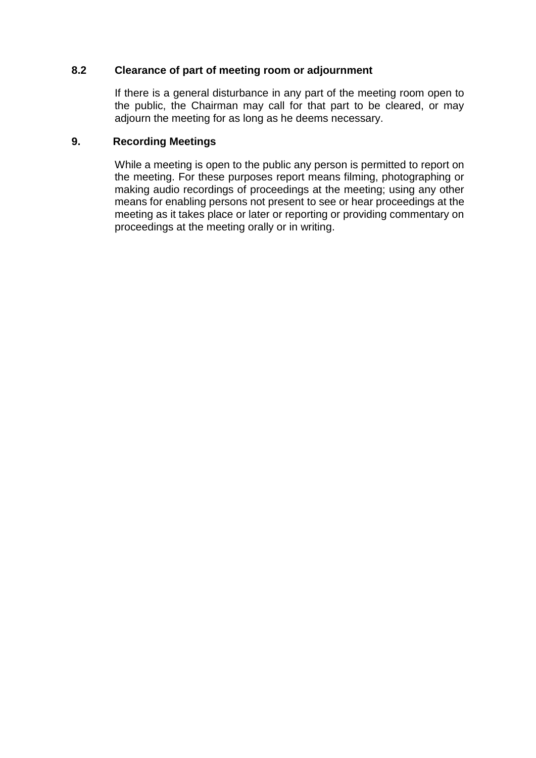### 8.2 Clearance of part of meeting room or adjournment

If there is a general disturbance in any part of the meeting room open to the public, the Chairman may call for that part to be cleared, or may adjourn the meeting for as long as he deems necessary.

## 9. Recording Meetings

While a meeting is open to the public any person is permitted to report on the meeting. For these purposes report means filming, photographing or making audio recordings of proceedings at the meeting; using any other means for enabling persons not present to see or hear proceedings at the meeting as it takes place or later or reporting or providing commentary on proceedings at the meeting orally or in writing.